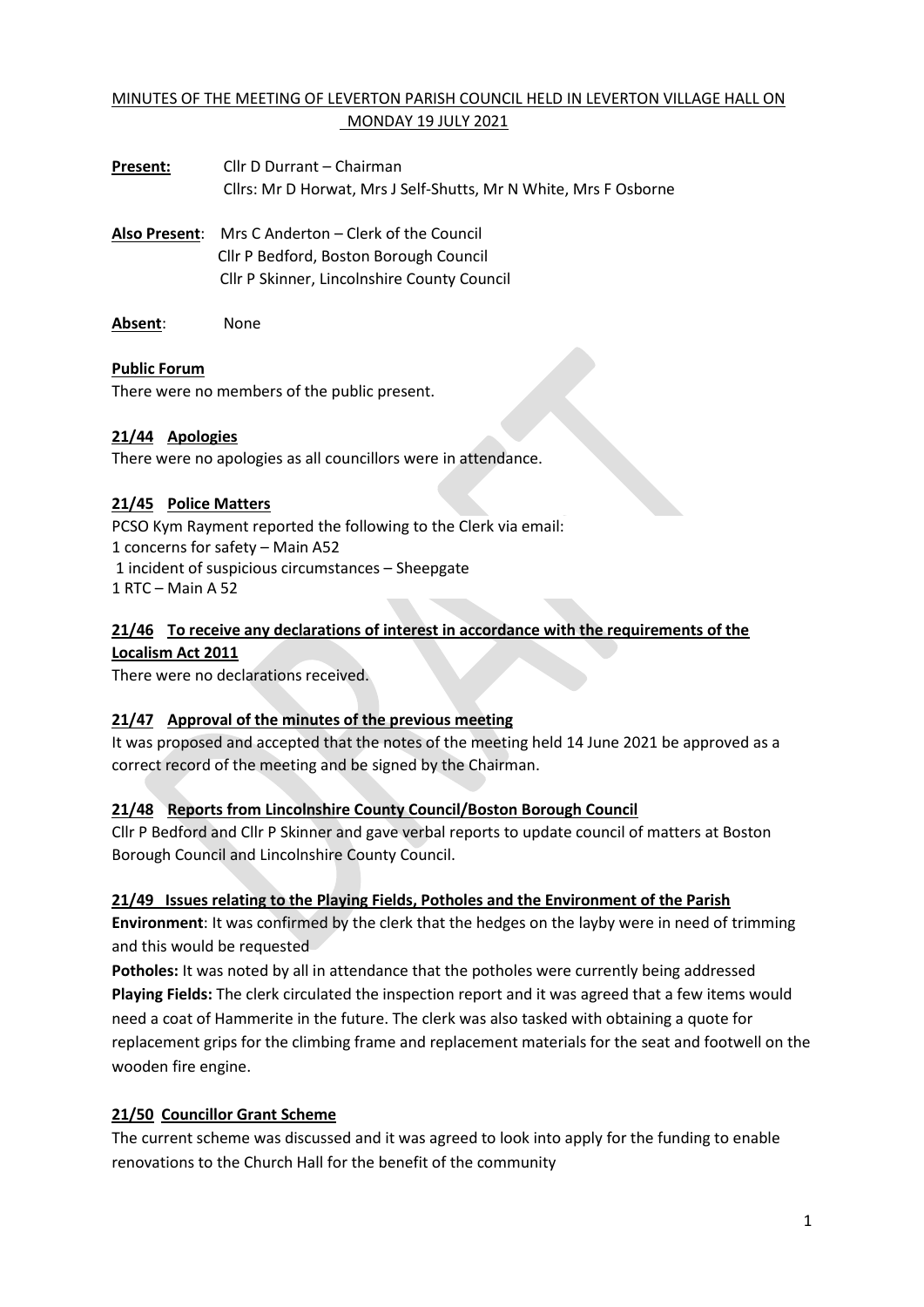MINUTES OF THE MEETING OF LEVERTON PARISH COUNCIL HELD IN LEVERTON VILLAGE HALL ON MONDAY 19 JULY 2021

**Present:** Cllr D Durrant – Chairman
Cllrs: Mr D Horwat, Mrs J Self-Shutts, Mr N White, Mrs F Osborne

**Also Present**: Mrs C Anderton – Clerk of the Council
Cllr P Bedford, Boston Borough Council
Cllr P Skinner, Lincolnshire County Council

**Absent**: None

**Public Forum**

There were no members of the public present.

**21/44 Apologies**

There were no apologies as all councillors were in attendance.

**21/45 Police Matters**

PCSO Kym Rayment reported the following to the Clerk via email:
1 concerns for safety – Main A52
1 incident of suspicious circumstances – Sheepgate
1 RTC – Main A 52

**21/46 To receive any declarations of interest in accordance with the requirements of the Localism Act 2011**

There were no declarations received.

**21/47 Approval of the minutes of the previous meeting**

It was proposed and accepted that the notes of the meeting held 14 June 2021 be approved as a correct record of the meeting and be signed by the Chairman.

**21/48 Reports from Lincolnshire County Council/Boston Borough Council**

Cllr P Bedford and Cllr P Skinner and gave verbal reports to update council of matters at Boston Borough Council and Lincolnshire County Council.

**21/49 Issues relating to the Playing Fields, Potholes and the Environment of the Parish**

**Environment**: It was confirmed by the clerk that the hedges on the layby were in need of trimming and this would be requested

**Potholes:** It was noted by all in attendance that the potholes were currently being addressed

**Playing Fields:** The clerk circulated the inspection report and it was agreed that a few items would need a coat of Hammerite in the future. The clerk was also tasked with obtaining a quote for replacement grips for the climbing frame and replacement materials for the seat and footwell on the wooden fire engine.

**21/50 Councillor Grant Scheme**

The current scheme was discussed and it was agreed to look into apply for the funding to enable renovations to the Church Hall for the benefit of the community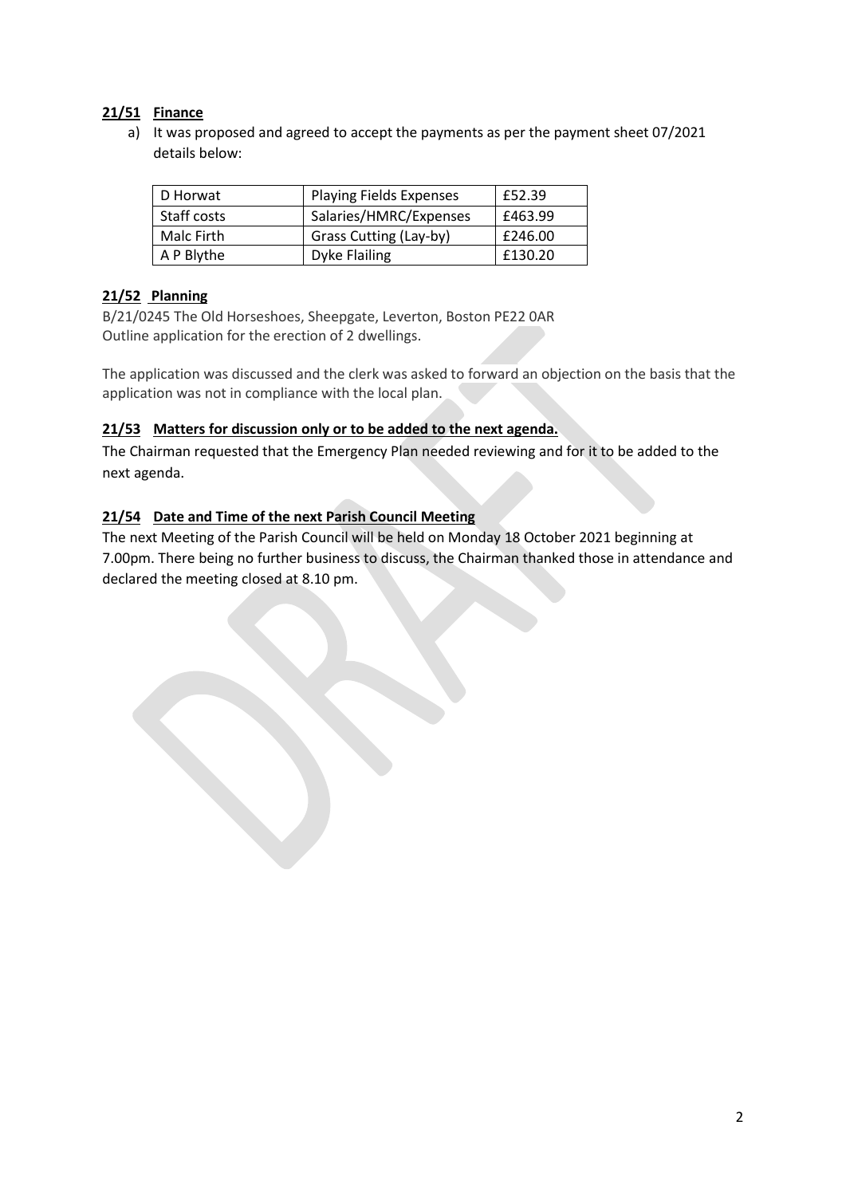**21/51 Finance**

a) It was proposed and agreed to accept the payments as per the payment sheet 07/2021 details below:

| | | |
|---|---|---|
| D Horwat | Playing Fields Expenses | £52.39 |
| Staff costs | Salaries/HMRC/Expenses | £463.99 |
| Malc Firth | Grass Cutting (Lay-by) | £246.00 |
| A P Blythe | Dyke Flailing | £130.20 |

**21/52 Planning**

B/21/0245 The Old Horseshoes, Sheepgate, Leverton, Boston PE22 0AR
Outline application for the erection of 2 dwellings.

The application was discussed and the clerk was asked to forward an objection on the basis that the application was not in compliance with the local plan.

**21/53 Matters for discussion only or to be added to the next agenda.**

The Chairman requested that the Emergency Plan needed reviewing and for it to be added to the next agenda.

**21/54 Date and Time of the next Parish Council Meeting**

The next Meeting of the Parish Council will be held on Monday 18 October 2021 beginning at 7.00pm. There being no further business to discuss, the Chairman thanked those in attendance and declared the meeting closed at 8.10 pm.